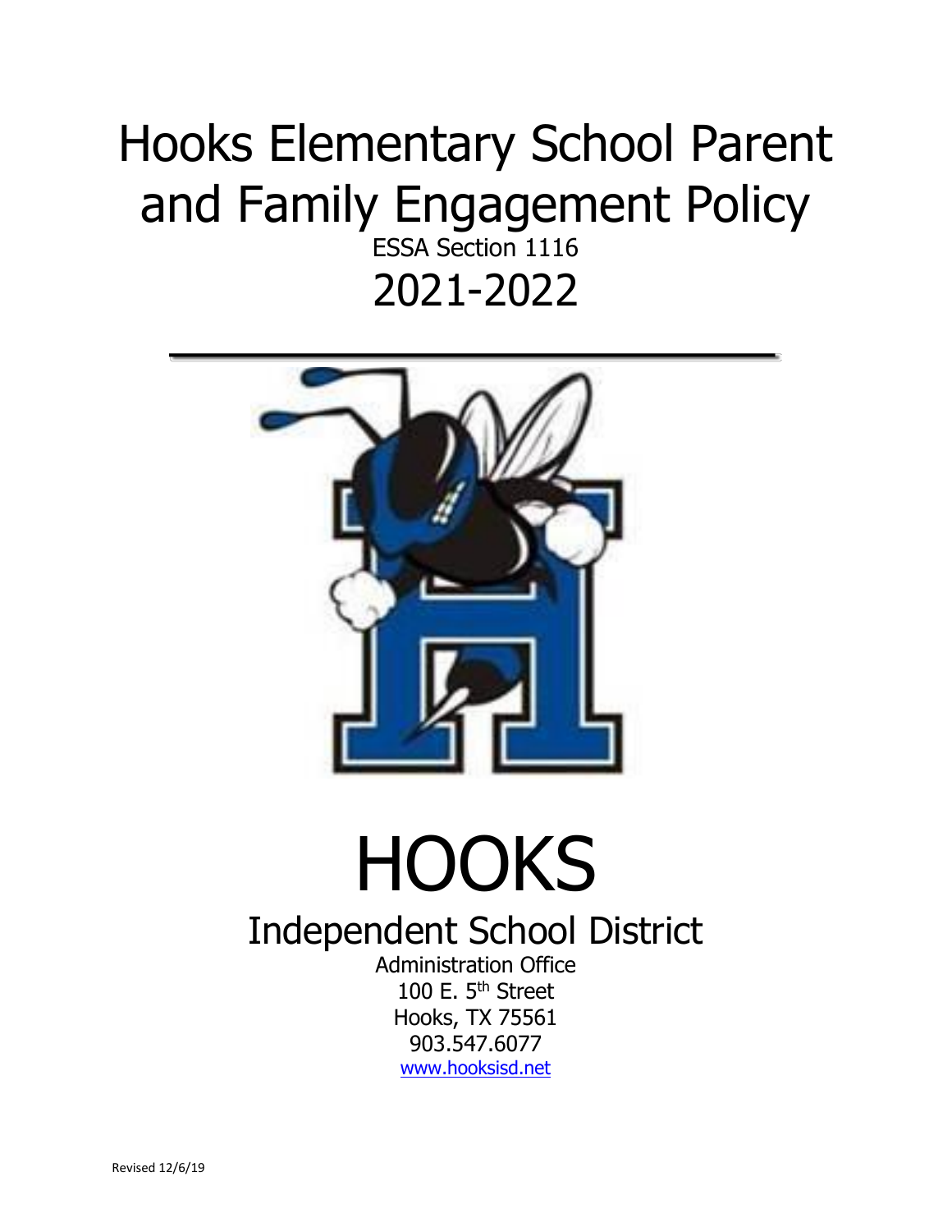# Hooks Elementary School Parent and Family Engagement Policy

ESSA Section 1116

## 2021-2022

# HOOKS

## Independent School District

Administration Office
100 E. 5th Street
Hooks, TX 75561
903.547.6077
[www.hooksisd.net](http://www.hooksisd.net)

Revised 12/6/19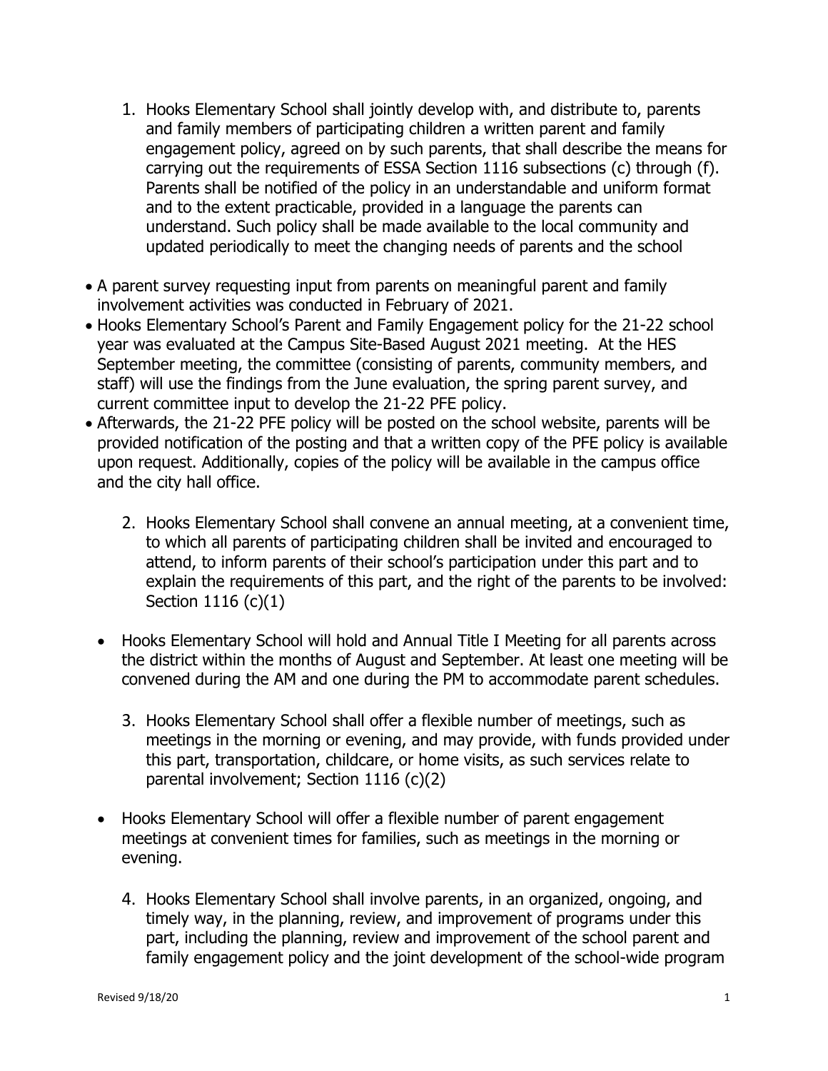1. Hooks Elementary School shall jointly develop with, and distribute to, parents and family members of participating children a written parent and family engagement policy, agreed on by such parents, that shall describe the means for carrying out the requirements of ESSA Section 1116 subsections (c) through (f). Parents shall be notified of the policy in an understandable and uniform format and to the extent practicable, provided in a language the parents can understand. Such policy shall be made available to the local community and updated periodically to meet the changing needs of parents and the school

- A parent survey requesting input from parents on meaningful parent and family involvement activities was conducted in February of 2021.
- Hooks Elementary School's Parent and Family Engagement policy for the 21-22 school year was evaluated at the Campus Site-Based August 2021 meeting. At the HES September meeting, the committee (consisting of parents, community members, and staff) will use the findings from the June evaluation, the spring parent survey, and current committee input to develop the 21-22 PFE policy.
- Afterwards, the 21-22 PFE policy will be posted on the school website, parents will be provided notification of the posting and that a written copy of the PFE policy is available upon request. Additionally, copies of the policy will be available in the campus office and the city hall office.

2. Hooks Elementary School shall convene an annual meeting, at a convenient time, to which all parents of participating children shall be invited and encouraged to attend, to inform parents of their school's participation under this part and to explain the requirements of this part, and the right of the parents to be involved: Section 1116 (c)(1)

- Hooks Elementary School will hold and Annual Title I Meeting for all parents across the district within the months of August and September. At least one meeting will be convened during the AM and one during the PM to accommodate parent schedules.

3. Hooks Elementary School shall offer a flexible number of meetings, such as meetings in the morning or evening, and may provide, with funds provided under this part, transportation, childcare, or home visits, as such services relate to parental involvement; Section 1116 (c)(2)

- Hooks Elementary School will offer a flexible number of parent engagement meetings at convenient times for families, such as meetings in the morning or evening.

4. Hooks Elementary School shall involve parents, in an organized, ongoing, and timely way, in the planning, review, and improvement of programs under this part, including the planning, review and improvement of the school parent and family engagement policy and the joint development of the school-wide program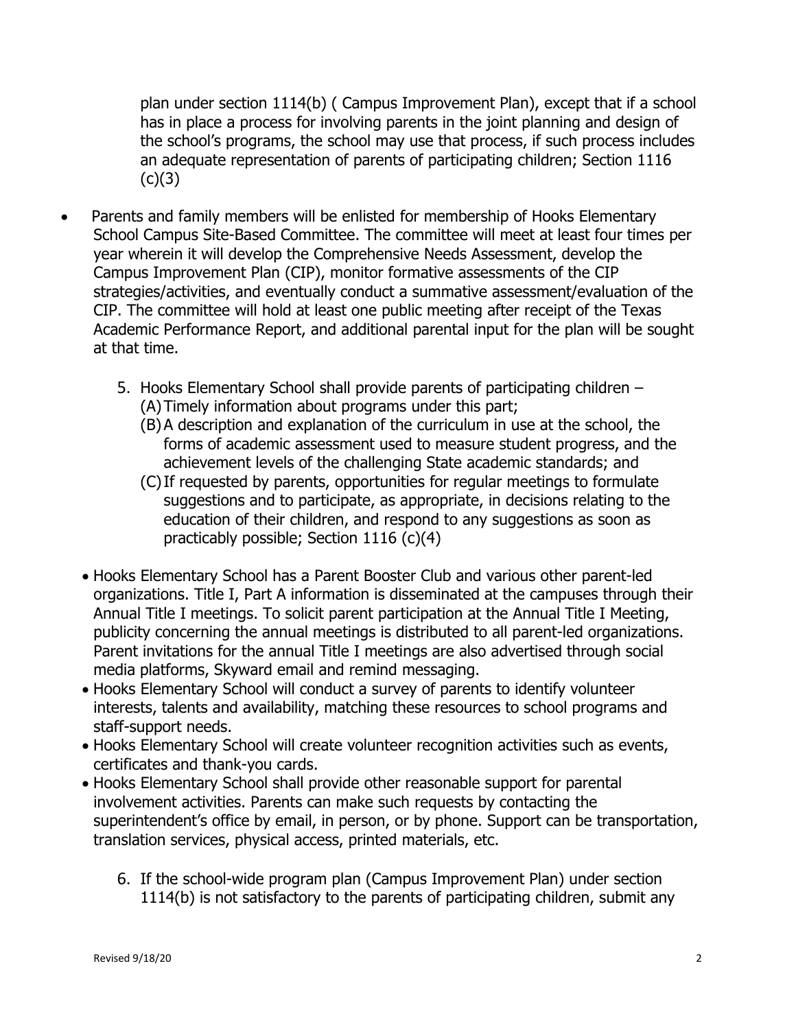plan under section 1114(b) ( Campus Improvement Plan), except that if a school has in place a process for involving parents in the joint planning and design of the school's programs, the school may use that process, if such process includes an adequate representation of parents of participating children; Section 1116 (c)(3)

- Parents and family members will be enlisted for membership of Hooks Elementary School Campus Site-Based Committee. The committee will meet at least four times per year wherein it will develop the Comprehensive Needs Assessment, develop the Campus Improvement Plan (CIP), monitor formative assessments of the CIP strategies/activities, and eventually conduct a summative assessment/evaluation of the CIP. The committee will hold at least one public meeting after receipt of the Texas Academic Performance Report, and additional parental input for the plan will be sought at that time.

5. Hooks Elementary School shall provide parents of participating children –
   (A) Timely information about programs under this part;
   (B) A description and explanation of the curriculum in use at the school, the forms of academic assessment used to measure student progress, and the achievement levels of the challenging State academic standards; and
   (C) If requested by parents, opportunities for regular meetings to formulate suggestions and to participate, as appropriate, in decisions relating to the education of their children, and respond to any suggestions as soon as practicably possible; Section 1116 (c)(4)

- Hooks Elementary School has a Parent Booster Club and various other parent-led organizations. Title I, Part A information is disseminated at the campuses through their Annual Title I meetings. To solicit parent participation at the Annual Title I Meeting, publicity concerning the annual meetings is distributed to all parent-led organizations. Parent invitations for the annual Title I meetings are also advertised through social media platforms, Skyward email and remind messaging.
- Hooks Elementary School will conduct a survey of parents to identify volunteer interests, talents and availability, matching these resources to school programs and staff-support needs.
- Hooks Elementary School will create volunteer recognition activities such as events, certificates and thank-you cards.
- Hooks Elementary School shall provide other reasonable support for parental involvement activities. Parents can make such requests by contacting the superintendent's office by email, in person, or by phone. Support can be transportation, translation services, physical access, printed materials, etc.

6. If the school-wide program plan (Campus Improvement Plan) under section 1114(b) is not satisfactory to the parents of participating children, submit any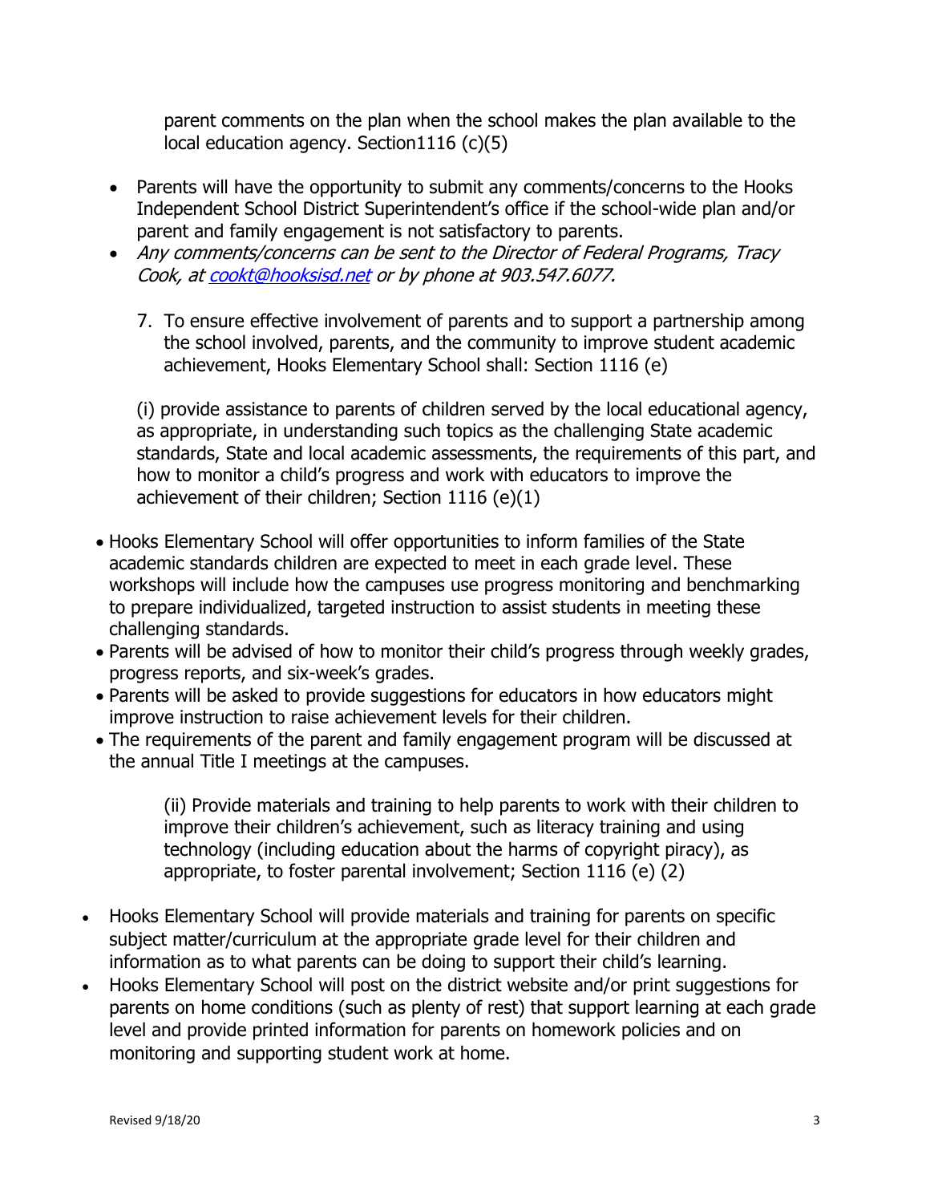parent comments on the plan when the school makes the plan available to the local education agency. Section1116 (c)(5)

- Parents will have the opportunity to submit any comments/concerns to the Hooks Independent School District Superintendent's office if the school-wide plan and/or parent and family engagement is not satisfactory to parents.
- *Any comments/concerns can be sent to the Director of Federal Programs, Tracy Cook, at [cookt@hooksisd.net](mailto:cookt@hooksisd.net) or by phone at 903.547.6077.*

7. To ensure effective involvement of parents and to support a partnership among the school involved, parents, and the community to improve student academic achievement, Hooks Elementary School shall: Section 1116 (e)

(i) provide assistance to parents of children served by the local educational agency, as appropriate, in understanding such topics as the challenging State academic standards, State and local academic assessments, the requirements of this part, and how to monitor a child's progress and work with educators to improve the achievement of their children; Section 1116 (e)(1)

- Hooks Elementary School will offer opportunities to inform families of the State academic standards children are expected to meet in each grade level. These workshops will include how the campuses use progress monitoring and benchmarking to prepare individualized, targeted instruction to assist students in meeting these challenging standards.
- Parents will be advised of how to monitor their child's progress through weekly grades, progress reports, and six-week's grades.
- Parents will be asked to provide suggestions for educators in how educators might improve instruction to raise achievement levels for their children.
- The requirements of the parent and family engagement program will be discussed at the annual Title I meetings at the campuses.

(ii) Provide materials and training to help parents to work with their children to improve their children's achievement, such as literacy training and using technology (including education about the harms of copyright piracy), as appropriate, to foster parental involvement; Section 1116 (e) (2)

- Hooks Elementary School will provide materials and training for parents on specific subject matter/curriculum at the appropriate grade level for their children and information as to what parents can be doing to support their child's learning.
- Hooks Elementary School will post on the district website and/or print suggestions for parents on home conditions (such as plenty of rest) that support learning at each grade level and provide printed information for parents on homework policies and on monitoring and supporting student work at home.

Revised 9/18/20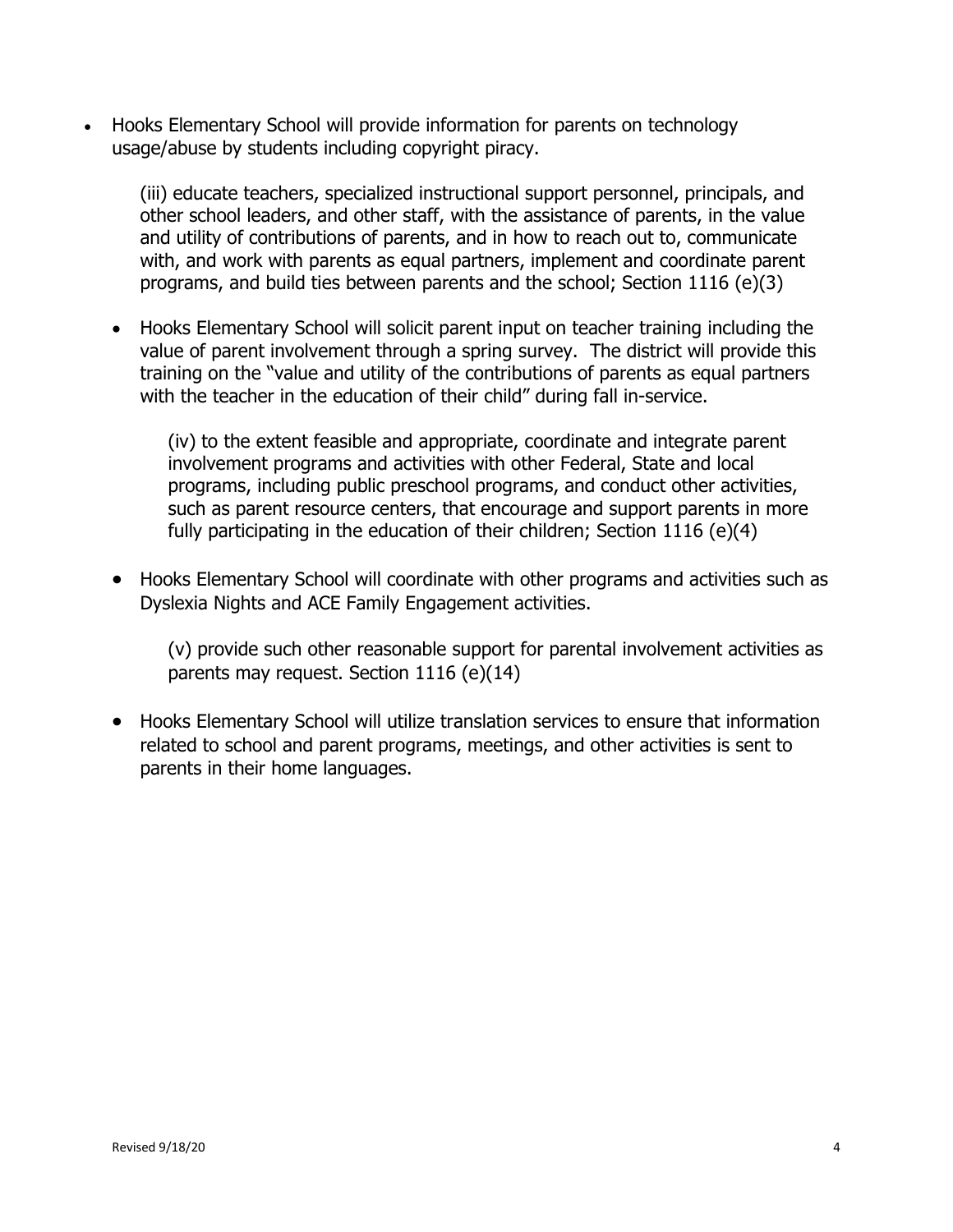- Hooks Elementary School will provide information for parents on technology usage/abuse by students including copyright piracy.

  (iii) educate teachers, specialized instructional support personnel, principals, and other school leaders, and other staff, with the assistance of parents, in the value and utility of contributions of parents, and in how to reach out to, communicate with, and work with parents as equal partners, implement and coordinate parent programs, and build ties between parents and the school; Section 1116 (e)(3)

  - Hooks Elementary School will solicit parent input on teacher training including the value of parent involvement through a spring survey. The district will provide this training on the "value and utility of the contributions of parents as equal partners with the teacher in the education of their child" during fall in-service.

  (iv) to the extent feasible and appropriate, coordinate and integrate parent involvement programs and activities with other Federal, State and local programs, including public preschool programs, and conduct other activities, such as parent resource centers, that encourage and support parents in more fully participating in the education of their children; Section 1116 (e)(4)

  - Hooks Elementary School will coordinate with other programs and activities such as Dyslexia Nights and ACE Family Engagement activities.

  (v) provide such other reasonable support for parental involvement activities as parents may request. Section 1116 (e)(14)

  - Hooks Elementary School will utilize translation services to ensure that information related to school and parent programs, meetings, and other activities is sent to parents in their home languages.

Revised 9/18/20